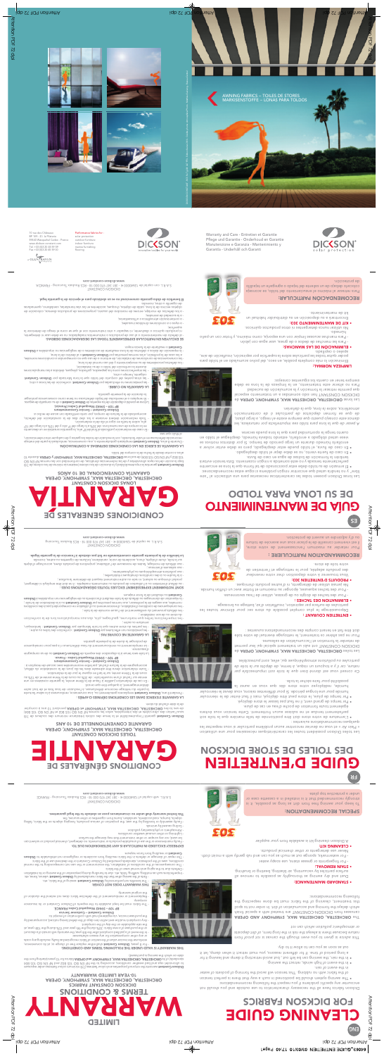# CLEANING GUIDE FOR DICKSON FABRICS

**ENG**

**• STANDARD MAINTENANCE**

**• STAIN REMOVAL**

**CLEANING KIT**

**SPECIAL RECOMMENDATION:**

# LIMITED WARRANTY TERMS & CONDITIONS

**FOR DICKSON CONSTANT FABRICS**

**ORCHESTRA, ORCHESTRA MAX, SYMPHONY, OPERA**

**10-YEAR LIMITED WARRANTY**

**THIS WARRANTY IS VOID UNDER THE FOLLOWING TERMS AND CONDITIONS:**

**THE WARRANTY DOES NOT COVER:**

# GUIDE D'ENTRETIEN DES TOILES DE STORE DICKSON

**FR**

**• ENTRETIEN COURANT :**

**• PRODUITS D'ENTRETIEN :**

**RECOMMANDATION PARTICULIÈRE :**

# CONDITIONS GÉNÉRALES DE GARANTIE

**DES TOILES DICKSON CONSTANT**

**ORCHESTRA, ORCHESTRA MAX, SYMPHONY, OPERA**

**GARANTIE CONVENTIONNELLE DE 10 ANS**

**LA GARANTIE NE COUVRE PAS :**

# GUÍA DE MANTENIMIENTO DE SU LONA PARA TOLDO

**ES**

**LIMPIEZA NORMAL:**

**• ELIMINACIÓN DE LAS MANCHAS:**

**• KIT DE MANTENIMIENTO 303:**

**RECOMENDACIÓN PARTICULAR:**

# CONDICIONES GENERALES DE GARANTÍA

**LONAS DICKSON CONSTANT**

**ORCHESTRA, ORCHESTRA MAX, SYMPHONY, OPERA**

**GARANTÍA CONVENCIONAL DE 10 AÑOS**

**LA GARANTÍA NO CUBRE:**

DICKSON solar protection

AWNING FABRICS – TOILES DE STORES
MARKISENSTOFFE – LONAS PARA TOLDOS

Warranty and Care - Entretien et Garantie
Pflege und Garantie - Onderhoud en Garantie
Manutenzione e Garanzia - Mantenimiento y Garantía - Underhåll och Garanti

DICKSON innovative textiles for your life

Performance fabrics for:
solar protection
outdoor furniture
indoor furniture
marine furnishing
flooring

www.dickson-constant.com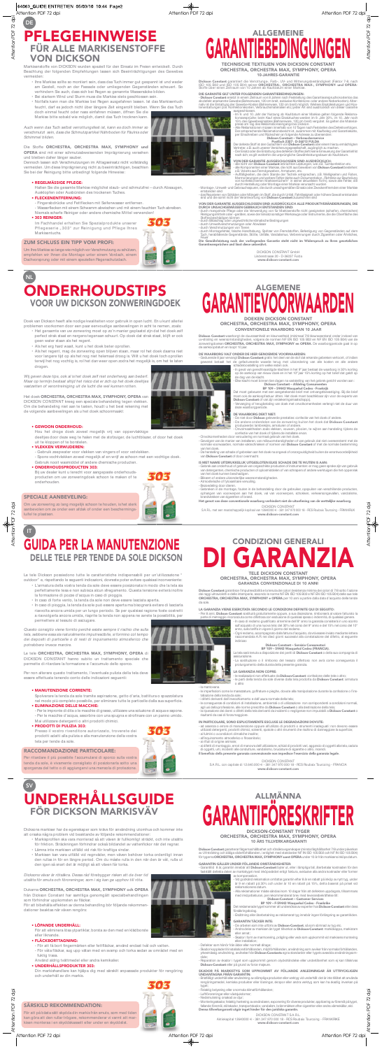# PFLEGEHINWEISE FÜR ALLE MARKISENSTOFFE VON DICKSON

Markisenstoffe von DICKSON wurden speziell für den Einsatz im Freien entwickelt. Durch Beachtung der folgenden Empfehlungen lassen sich Beeinträchtigungen des Gewebes vermeiden:

- Ihre Markise sollte so montiert sein, dass das Tuch immer gut gespannt ist und weder am Gestell, noch an der Fassade oder umliegenden Gegenständen scheuert. So verhindern Sie auch, dass sich bei Regen so genannte Wassersäcke bilden.
- Bei starkem Wind und Sturm muss die Markise stets geschlossen sein.
- Notfalls kann man die Markise bei Regen ausgefahren lassen, ist das Markisentuch feucht, darf es jedoch nicht über längere Zeit eingerollt bleiben. Wenn Sie das Tuch doch einmal feucht oder nass einfahren müssen, öffnen Sie die Markise bitte sobald wie möglich, damit das Tuch trocknen kann.

Auch wenn das Tuch sofort verschmutzt ist, kann es doch immer so verschmutzt sein, dass die Schmutzpartikel Nährboden für Fäulnis und Schimmel bilden.

Die Stoffe **ORCHESTRA, ORCHESTRA MAX, SYMPHONY** und **OPERA** sind mit einer schmutzabweisenden Imprägnierung versehen und bleiben daher länger sauber.

Dennoch lassen sich Verschmutzungen im Alltagseinsatz nicht vollständig vermeiden. Um diese Imprägnierung nicht zu beeinträchtigen, beachten Sie bei der Reinigung bitte unbedingt folgende Hinweise:

- **REGELMÄSSIGE PFLEGE:**
  Haben Sie die gesamte Markise möglichst staub- und schmutzfrei – durch Absaugen, Ausbürsten oder Ausblasen des trockenen Tuches.
- **FLECKENENTFERNUNG:**
  - Fingerabdrücke und Fettflecken mit Seifenwasser entfernen.
  - Wasserflecken mit einem Schwamm abwischen und mit einem feuchten Tuch abreiben.
  - Niemals scharfe Reiniger oder andere chemische Mittel verwenden!
- **303® REINIGER:**
  Im Fachhandel erhalten Sie Spezialprodukte unserer Pflegeserie „303" zur Reinigung und Pflege Ihres Markisentuchs.

### ZUM SCHLUSS EIN TIPP VOM PROFI:

Um Ihre Markise so lange wie möglich vor Verschmutzung zu schützen, empfehlen wir Ihnen die Montage unter einem Vordach, einem Dachvorsprung oder mit einem speziellen Regenschutzdach.

# ALLGEMEINE GARANTIEBEDINGUNGEN

## TECHNISCHE TEXTILIEN VON DICKSON CONSTANT ORCHESTRA, ORCHESTRA MAX, SYMPHONY, OPERA 10-JAHRES-GARANTIE

**Dickson Constant** garantiert die Verschleiß-, Farb-, UV- und Witterungsbeständigkeit (Faktor 7-8, nach ISO 105 B02 und ISO 105 B04) seiner Markisenstoffe **ORCHESTRA, ORCHESTRA MAX, SYMPHONY** und **OPERA** für einen Zeitraum von 10 Jahren ab Auslieferung an den Markisenhersteller.

**DIE GARANTIE GILT UNTER FOLGENDEN GARANTIEBEDINGUNGEN:**

**DICKSON CONSTANT GmbH**

**www.dickson-constant.com**

# ONDERHOUDSTIPS VOOR UW DICKSON ZONWERINGDOEK

Doek van Dickson heeft alle nodige kwaliteiten voor gebruik in open lucht. En u kunt allerlei problemen voorkomen door een paar eenvoudige aanbevelingen in acht te nemen, zoals:

- Het geheel van uw zonwering moet op zo'n manier geplaatst zijn dat het doek zelf perfect strak staat en tegen niets schuurt. Op doek dat strak staat, blijft er ook geen water staan als het regent.
- Als het erg hard waait, kunt u het doek beter oprollen.
- Als het regent, mag de zonwering open blijven staan, maar of het doek daarna niet voor langere tijd op als het nog niet helemaal droog is. Wilt u het doek toch oprollen terwijl het nog vochtig is, rol het dan weer open zodra het mogelijk is, om het te laten drogen.

Het doek **ORCHESTRA, ORCHESTRA MAX, SYMPHONY, OPERA** van DICKSON CONSTANT heeft een speciale behandeling tegen vlekken. Om die behandeling niet aan te tasten, houdt u het best rekening met de volgende aanbevelingen als u het doek schoonmaakt:

- **GEWOON ONDERHOUD:**
  Hou het droge doek zoveel mogelijk vrij van oppervlakkige deeltjes door deze weg te halen met de stofzuiger, de luchtblazer, of door het doek uit te kloppen of te borstelen.
- **VLEKKEN VERWIJDEREN:**
  - Gebruik zeepwater voor vlekken van vingers of voor vetvlekken.
  - Spons vochtvlekken zoveel mogelijk af en wrijf ze schoon met een vochtige doek.
  Gebruik nooit wasmiddel of andere chemische producten.
- **ONDERHOUDSPRODUCTEN 303:**
  Bij uw dealer kunt u terecht voor aangepaste onderhoudsproducten om uw zonweringdoek schoon te maken of te onderhouden.

### SPECIALE AANBEVELING:

Om uw zonwering zo lang mogelijk schoon te houden, is het sterk aanbevolen om ze onder een afdak of onder een beschermingsluifel te plaatsen.

# ALGEMENE GARANTIEVOORWAARDEN

## DOEKEN DICKSON CONSTANT ORCHESTRA, ORCHESTRA MAX, SYMPHONY, OPERA CONVENTIONELE WAARBORG VAN 10 JAAR

**Dickson Constant** waarborgt de duurzaamheid en kleurvastheid (index 7-8) van zijn zonweringdoeken **ORCHESTRA, ORCHESTRA MAX, SYMPHONY** en **OPERA**. De waarborgperiode gaat in op de leveringsdatum en loopt 10 jaar.

**DE WAARBORG VALT ONDER DE HIER GENOEMDE VOORWAARDEN:**

**Dickson Constant – Afdeling Consumenten**

**DE WAARBORG DEKT NIET:**

**IS NIET NAME UITDRUKKELIJK UITGESLOTEN ELKE SCHADE DIE TE WIJTEN IS AAN:**

**Het genot van deze conventionele waarborg verhindert niet de uitoefening van de wettelijke waarborg.**

DICKSON CONSTANT

**www.dickson-constant.com**

# GUIDA PER LA MANUTENZIONE DELLE TELE PER TENDE DA SOLE DICKSON

Le tele Dickson possiedono tutte le caratteristiche indispensabili per un utilizzazione "outdoor", e rispettando le seguenti indicazioni, dovreste poter evitare qualsiasi inconveniente:

Le tele **ORCHESTRA, ORCHESTRA MAX, SYMPHONY, OPERA** di DICKSON CONSTANT hanno subito un trattamento speciale che permette di rinviare la formazione e l'accumulo dello sporco.

- **MANUTENZIONE CORRENTE:**
- **ELIMINAZIONE DELLE MACCHIE:**
- **PRODOTTI DI PULIZIA 303:**

### RACCOMANDAZIONE PARTICOLARE:

# CONDIZIONI GENERALI DI GARANZIA

## TELE DICKSON CONSTANT ORCHESTRA, ORCHESTRA MAX, SYMPHONY, OPERA GARANZIA CONVENZIONALE DI 10 ANNI

**LA GARANZIA VIENE ESERCITATA SECONDO LE CONDIZIONI DEFINITE QUI DI SEGUITO:**

**Dickson Constant – Servizio Consumatori**

**LA GARANZIA NON COPRE:**

**IN PARTICOLARE, SONO ESPLICITAMENTE ESCLUSE LE DEGRADAZIONI DOVUTE:**

**Il beneficio della presente garanzia convenzionale non pregiudica l'esercizio della garanzia legale.**

DICKSON CONSTANT

**www.dickson-constant.com**

# UNDERHÅLLSGUIDE FÖR DICKSON MARKISVÄV

Dicksons markisväv har de egenskaper som krävs för användning utomhus och kommer inte att orsaka några problem vid beaktande av följande rekommendationer:

Dukarna **ORCHESTRA, ORCHESTRA MAX, SYMPHONY** och **OPERA** från Dickson Constant har genomgått en speciell behandling som förhindrar uppbyggnaden av fläckar.

- **LÖPANDE UNDERHÅLL:**
- **FLÄCKBORTTAGNING:**
- **UNDERHÅLLSPRODUKTER 303:**

### SÄRSKILD REKOMMENDATION:

# ALLMÄNNA GARANTIFÖRESKRIFTER

## DICKSON-CONSTANT TYGER ORCHESTRA, ORCHESTRA MAX, SYMPHONY, OPERA 10 ÅRS TILLVERKARGARANTI

**GARANTIN GÄLLER UNDER FÖLJANDE OMSTÄNDIGHETER:**

**Dickson Constant – Customer Services**

**GARANTIN TÄCKER INTE:**

**SKADOR PÅ MARKISTYG SOM UPPKOMMIT AV FÖLJANDE ANLEDNINGAR ÄR UTTRYCKLIGEN UNDANTAGNA FRÅN GARANTIN:**

**Denna tillverkargaranti utgör inget hinder för den juridiska garantin.**

DICKSON CONSTANT S.A.

**www.dickson-constant.com**